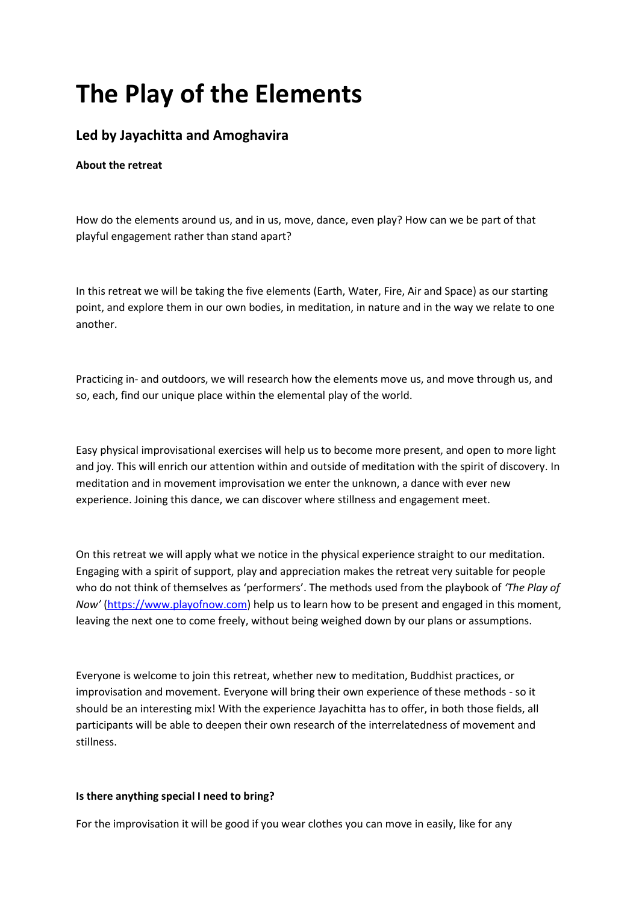# The Play of the Elements

## Led by Jayachitta and Amoghavira

**About the retreat**

How do the elements around us, and in us, move, dance, even play? How can we be part of that playful engagement rather than stand apart?

In this retreat we will be taking the five elements (Earth, Water, Fire, Air and Space) as our starting point, and explore them in our own bodies, in meditation, in nature and in the way we relate to one another.

Practicing in- and outdoors, we will research how the elements move us, and move through us, and so, each, find our unique place within the elemental play of the world.

Easy physical improvisational exercises will help us to become more present, and open to more light and joy. This will enrich our attention within and outside of meditation with the spirit of discovery. In meditation and in movement improvisation we enter the unknown, a dance with ever new experience. Joining this dance, we can discover where stillness and engagement meet.

On this retreat we will apply what we notice in the physical experience straight to our meditation. Engaging with a spirit of support, play and appreciation makes the retreat very suitable for people who do not think of themselves as 'performers'. The methods used from the playbook of *'The Play of Now'* ([https://www.playofnow.com](https://www.playofnow.com)) help us to learn how to be present and engaged in this moment, leaving the next one to come freely, without being weighed down by our plans or assumptions.

Everyone is welcome to join this retreat, whether new to meditation, Buddhist practices, or improvisation and movement. Everyone will bring their own experience of these methods - so it should be an interesting mix! With the experience Jayachitta has to offer, in both those fields, all participants will be able to deepen their own research of the interrelatedness of movement and stillness.

**Is there anything special I need to bring?**

For the improvisation it will be good if you wear clothes you can move in easily, like for any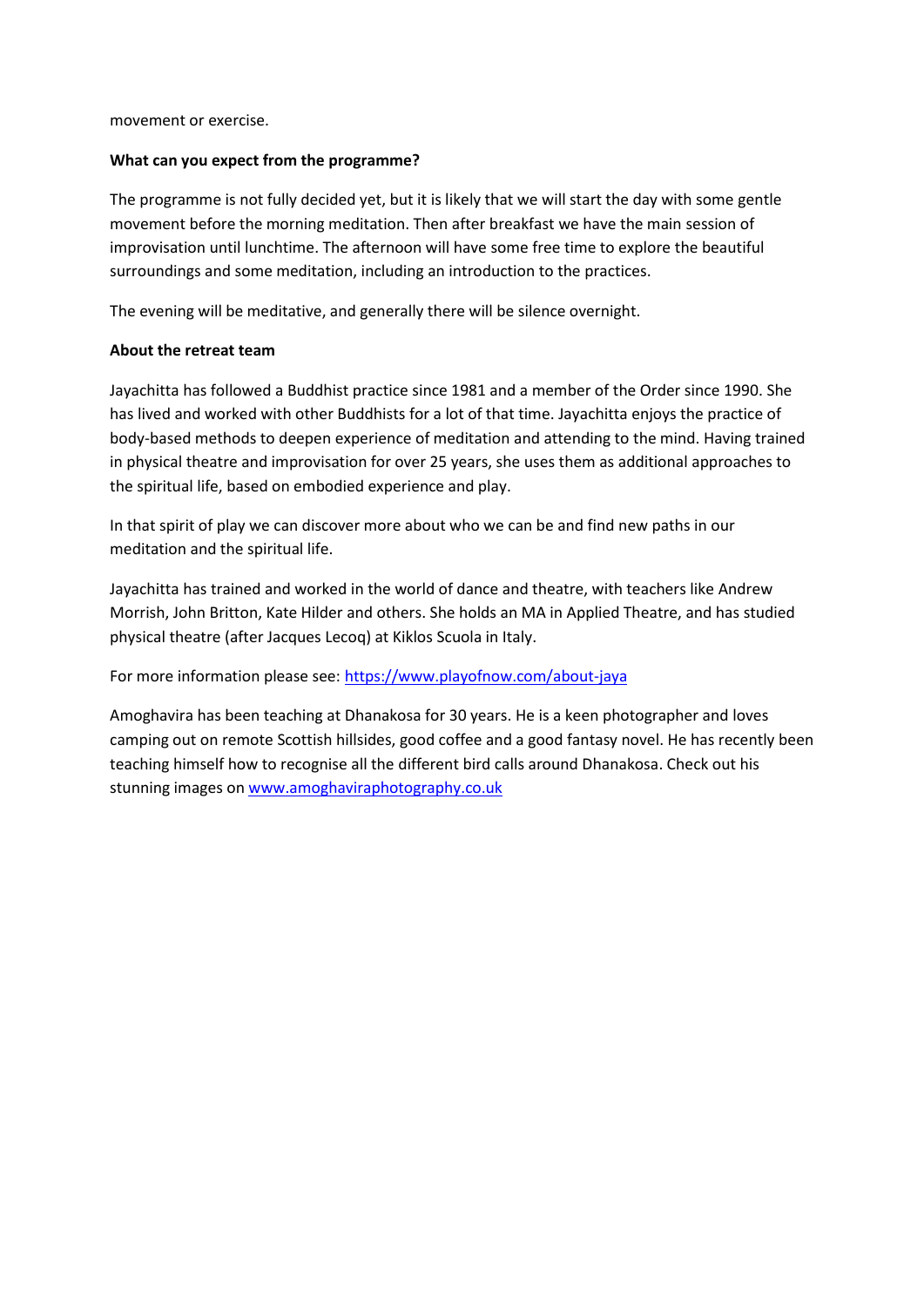movement or exercise.

**What can you expect from the programme?**

The programme is not fully decided yet, but it is likely that we will start the day with some gentle movement before the morning meditation. Then after breakfast we have the main session of improvisation until lunchtime. The afternoon will have some free time to explore the beautiful surroundings and some meditation, including an introduction to the practices.

The evening will be meditative, and generally there will be silence overnight.

**About the retreat team**

Jayachitta has followed a Buddhist practice since 1981 and a member of the Order since 1990. She has lived and worked with other Buddhists for a lot of that time. Jayachitta enjoys the practice of body-based methods to deepen experience of meditation and attending to the mind. Having trained in physical theatre and improvisation for over 25 years, she uses them as additional approaches to the spiritual life, based on embodied experience and play.

In that spirit of play we can discover more about who we can be and find new paths in our meditation and the spiritual life.

Jayachitta has trained and worked in the world of dance and theatre, with teachers like Andrew Morrish, John Britton, Kate Hilder and others. She holds an MA in Applied Theatre, and has studied physical theatre (after Jacques Lecoq) at Kiklos Scuola in Italy.

For more information please see: [https://www.playofnow.com/about-jaya](https://www.playofnow.com/about-jaya)

Amoghavira has been teaching at Dhanakosa for 30 years. He is a keen photographer and loves camping out on remote Scottish hillsides, good coffee and a good fantasy novel. He has recently been teaching himself how to recognise all the different bird calls around Dhanakosa. Check out his stunning images on [www.amoghaviraphotography.co.uk](http://www.amoghaviraphotography.co.uk)